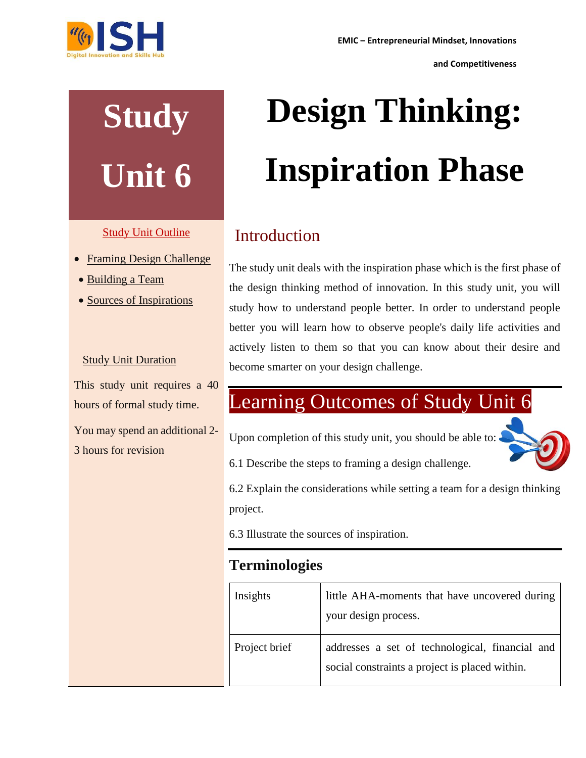# Study Unit 6

# Design Thinking: Inspiration Phase

Study Unit Outline

- Framing Design Challenge
- Building a Team
- Sources of Inspirations

Study Unit Duration

This study unit requires a 40 hours of formal study time.

You may spend an additional 2-3 hours for revision

## Introduction

The study unit deals with the inspiration phase which is the first phase of the design thinking method of innovation. In this study unit, you will study how to understand people better. In order to understand people better you will learn how to observe people's daily life activities and actively listen to them so that you can know about their desire and become smarter on your design challenge.

## Learning Outcomes of Study Unit 6

Upon completion of this study unit, you should be able to:

6.1 Describe the steps to framing a design challenge.

6.2 Explain the considerations while setting a team for a design thinking project.

6.3 Illustrate the sources of inspiration.

### Terminologies

| Insights | little AHA-moments that have uncovered during your design process. |
|---|---|
| Project brief | addresses a set of technological, financial and social constraints a project is placed within. |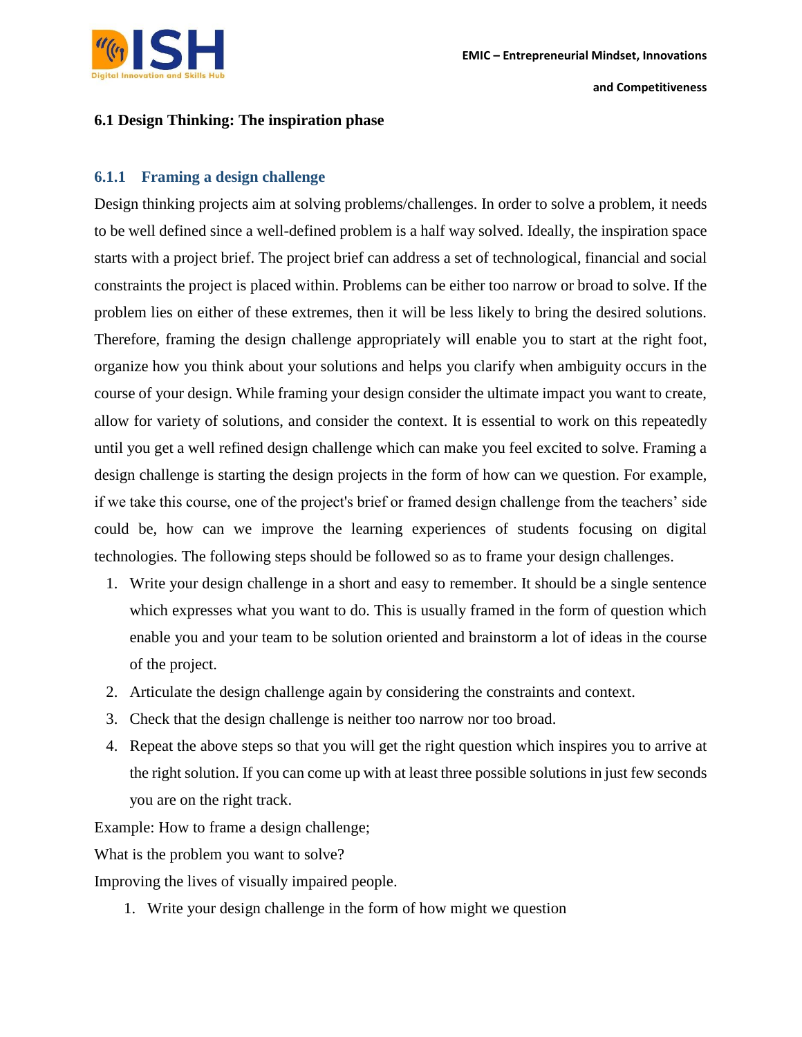## 6.1 Design Thinking: The inspiration phase

### 6.1.1 Framing a design challenge

Design thinking projects aim at solving problems/challenges. In order to solve a problem, it needs to be well defined since a well-defined problem is a half way solved. Ideally, the inspiration space starts with a project brief. The project brief can address a set of technological, financial and social constraints the project is placed within. Problems can be either too narrow or broad to solve. If the problem lies on either of these extremes, then it will be less likely to bring the desired solutions. Therefore, framing the design challenge appropriately will enable you to start at the right foot, organize how you think about your solutions and helps you clarify when ambiguity occurs in the course of your design. While framing your design consider the ultimate impact you want to create, allow for variety of solutions, and consider the context. It is essential to work on this repeatedly until you get a well refined design challenge which can make you feel excited to solve. Framing a design challenge is starting the design projects in the form of how can we question. For example, if we take this course, one of the project's brief or framed design challenge from the teachers' side could be, how can we improve the learning experiences of students focusing on digital technologies. The following steps should be followed so as to frame your design challenges.

1. Write your design challenge in a short and easy to remember. It should be a single sentence which expresses what you want to do. This is usually framed in the form of question which enable you and your team to be solution oriented and brainstorm a lot of ideas in the course of the project.
2. Articulate the design challenge again by considering the constraints and context.
3. Check that the design challenge is neither too narrow nor too broad.
4. Repeat the above steps so that you will get the right question which inspires you to arrive at the right solution. If you can come up with at least three possible solutions in just few seconds you are on the right track.

Example: How to frame a design challenge;

What is the problem you want to solve?

Improving the lives of visually impaired people.

1. Write your design challenge in the form of how might we question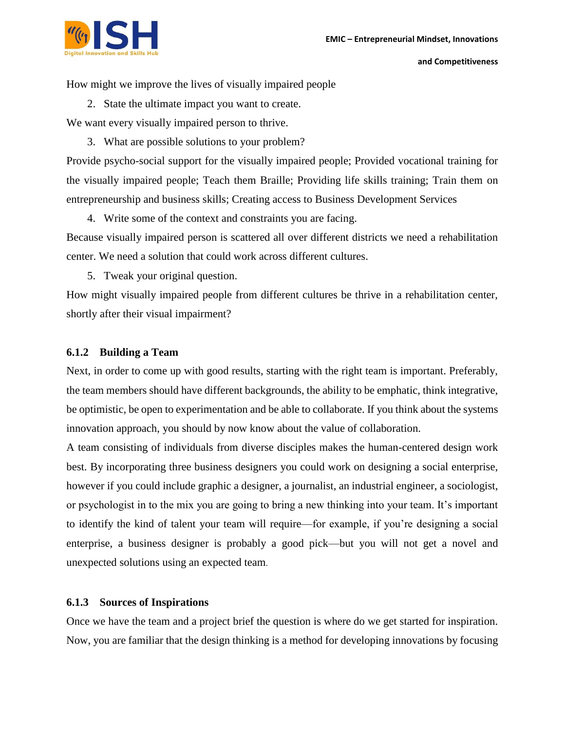How might we improve the lives of visually impaired people

2. State the ultimate impact you want to create.

We want every visually impaired person to thrive.

3. What are possible solutions to your problem?

Provide psycho-social support for the visually impaired people; Provided vocational training for the visually impaired people; Teach them Braille; Providing life skills training; Train them on entrepreneurship and business skills; Creating access to Business Development Services

4. Write some of the context and constraints you are facing.

Because visually impaired person is scattered all over different districts we need a rehabilitation center. We need a solution that could work across different cultures.

5. Tweak your original question.

How might visually impaired people from different cultures be thrive in a rehabilitation center, shortly after their visual impairment?

### 6.1.2 Building a Team

Next, in order to come up with good results, starting with the right team is important. Preferably, the team members should have different backgrounds, the ability to be emphatic, think integrative, be optimistic, be open to experimentation and be able to collaborate. If you think about the systems innovation approach, you should by now know about the value of collaboration.

A team consisting of individuals from diverse disciples makes the human-centered design work best. By incorporating three business designers you could work on designing a social enterprise, however if you could include graphic a designer, a journalist, an industrial engineer, a sociologist, or psychologist in to the mix you are going to bring a new thinking into your team. It's important to identify the kind of talent your team will require—for example, if you're designing a social enterprise, a business designer is probably a good pick—but you will not get a novel and unexpected solutions using an expected team.

### 6.1.3 Sources of Inspirations

Once we have the team and a project brief the question is where do we get started for inspiration. Now, you are familiar that the design thinking is a method for developing innovations by focusing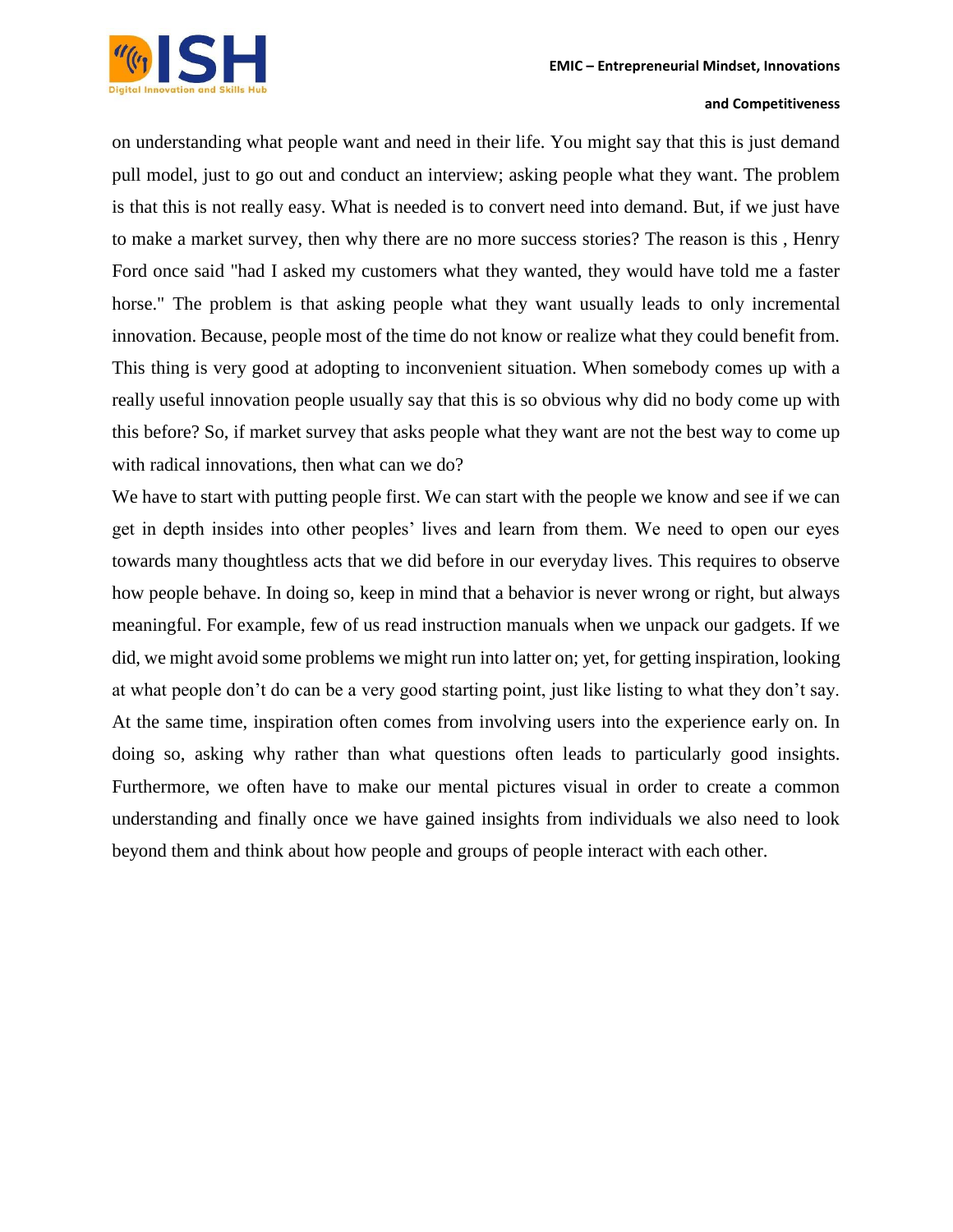on understanding what people want and need in their life. You might say that this is just demand pull model, just to go out and conduct an interview; asking people what they want. The problem is that this is not really easy. What is needed is to convert need into demand. But, if we just have to make a market survey, then why there are no more success stories? The reason is this , Henry Ford once said "had I asked my customers what they wanted, they would have told me a faster horse." The problem is that asking people what they want usually leads to only incremental innovation. Because, people most of the time do not know or realize what they could benefit from. This thing is very good at adopting to inconvenient situation. When somebody comes up with a really useful innovation people usually say that this is so obvious why did no body come up with this before? So, if market survey that asks people what they want are not the best way to come up with radical innovations, then what can we do?

We have to start with putting people first. We can start with the people we know and see if we can get in depth insides into other peoples' lives and learn from them. We need to open our eyes towards many thoughtless acts that we did before in our everyday lives. This requires to observe how people behave. In doing so, keep in mind that a behavior is never wrong or right, but always meaningful. For example, few of us read instruction manuals when we unpack our gadgets. If we did, we might avoid some problems we might run into latter on; yet, for getting inspiration, looking at what people don't do can be a very good starting point, just like listing to what they don't say. At the same time, inspiration often comes from involving users into the experience early on. In doing so, asking why rather than what questions often leads to particularly good insights. Furthermore, we often have to make our mental pictures visual in order to create a common understanding and finally once we have gained insights from individuals we also need to look beyond them and think about how people and groups of people interact with each other.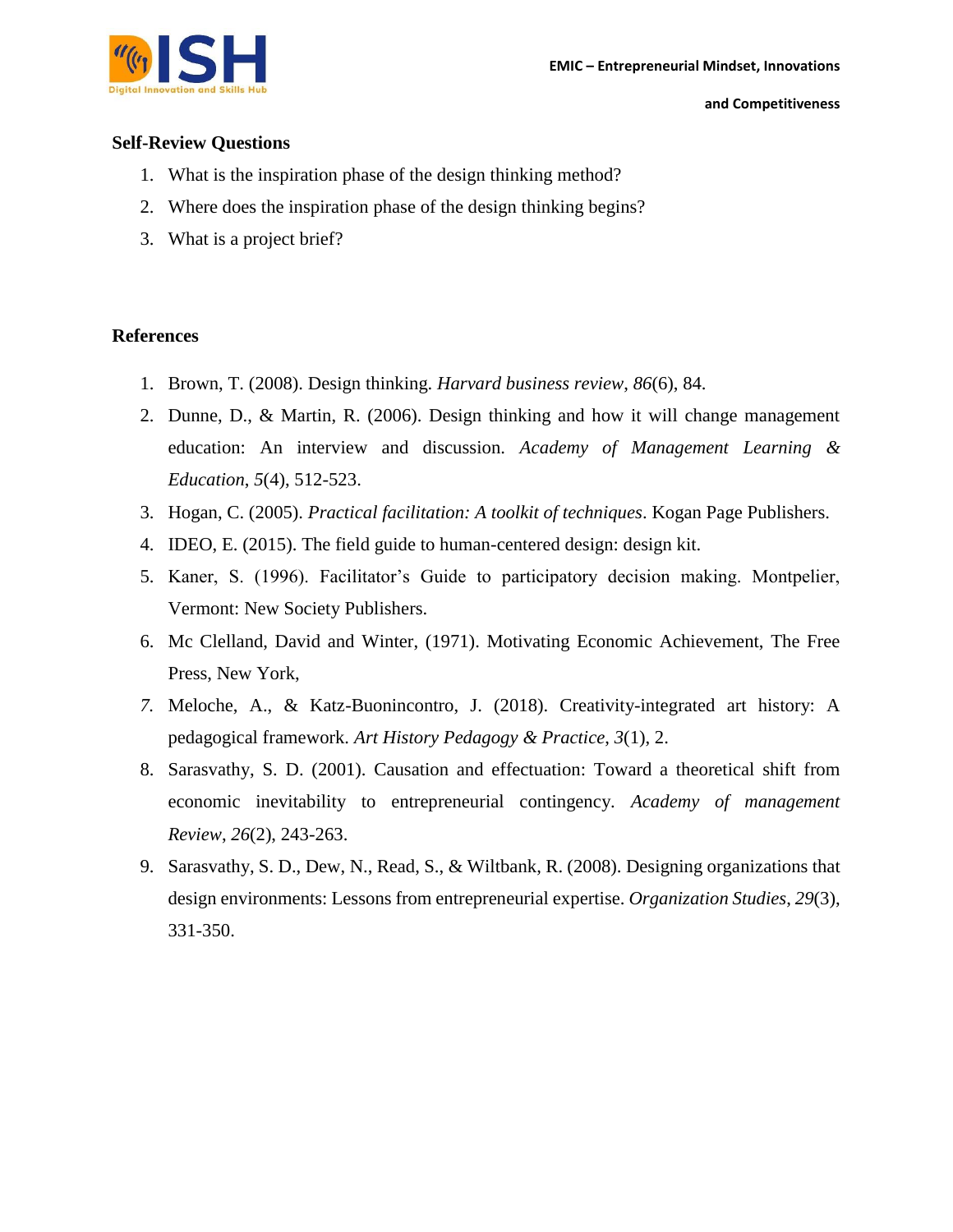## Self-Review Questions

1. What is the inspiration phase of the design thinking method?
2. Where does the inspiration phase of the design thinking begins?
3. What is a project brief?

## References

1. Brown, T. (2008). Design thinking. *Harvard business review*, *86*(6), 84.
2. Dunne, D., & Martin, R. (2006). Design thinking and how it will change management education: An interview and discussion. *Academy of Management Learning & Education*, *5*(4), 512-523.
3. Hogan, C. (2005). *Practical facilitation: A toolkit of techniques*. Kogan Page Publishers.
4. IDEO, E. (2015). The field guide to human-centered design: design kit.
5. Kaner, S. (1996). Facilitator's Guide to participatory decision making. Montpelier, Vermont: New Society Publishers.
6. Mc Clelland, David and Winter, (1971). Motivating Economic Achievement, The Free Press, New York,
7. Meloche, A., & Katz-Buonincontro, J. (2018). Creativity-integrated art history: A pedagogical framework. *Art History Pedagogy & Practice*, *3*(1), 2.
8. Sarasvathy, S. D. (2001). Causation and effectuation: Toward a theoretical shift from economic inevitability to entrepreneurial contingency. *Academy of management Review*, *26*(2), 243-263.
9. Sarasvathy, S. D., Dew, N., Read, S., & Wiltbank, R. (2008). Designing organizations that design environments: Lessons from entrepreneurial expertise. *Organization Studies*, *29*(3), 331-350.